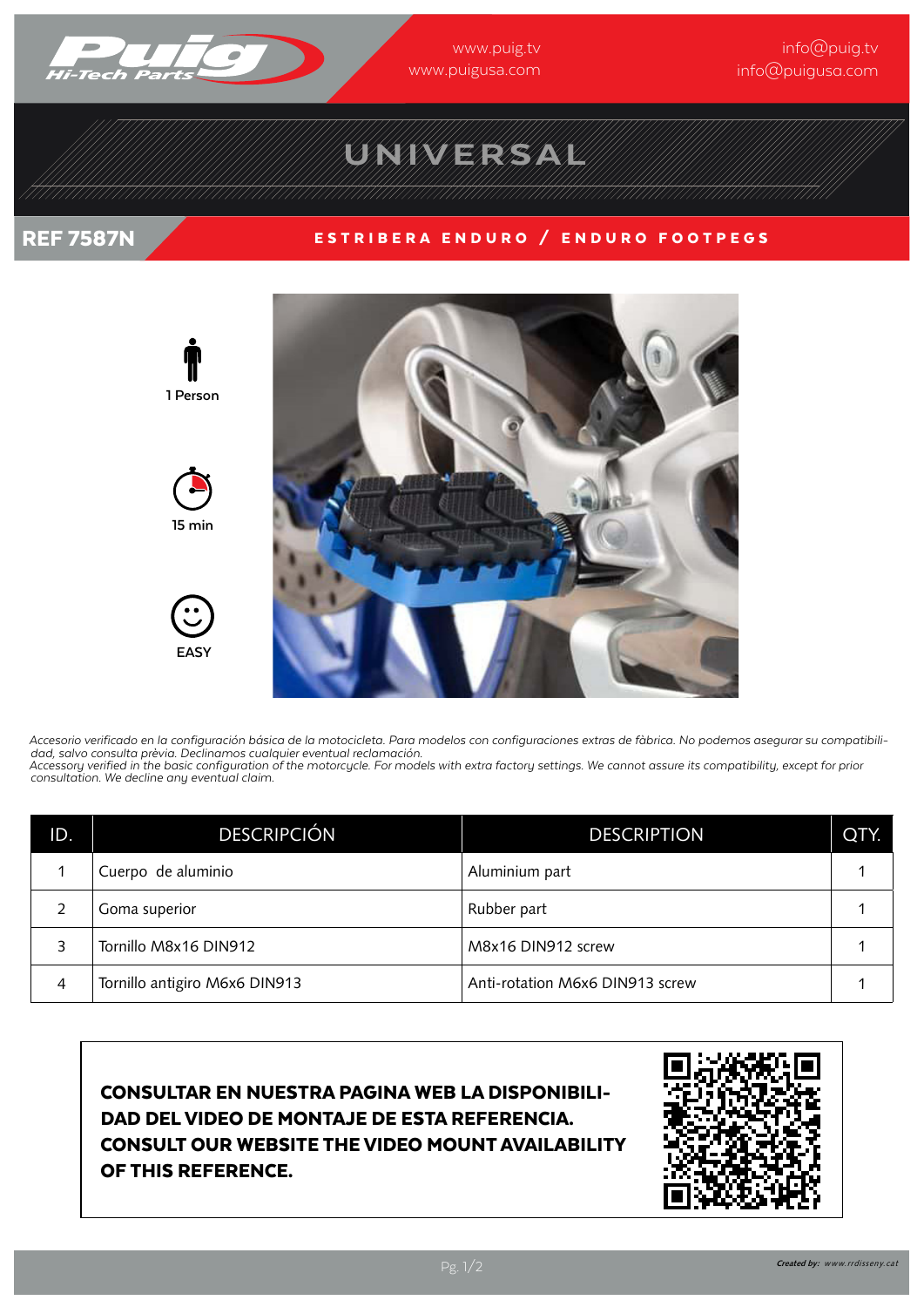www.puig.tv
www.puigusa.com

info@puig.tv
info@puigusa.com

# UNIVERSAL

## REF 7587N

## ESTRIBERA ENDURO / ENDURO FOOTPEGS

1 Person

15 min

EASY

*Accesorio verificado en la configuración básica de la motocicleta. Para modelos con configuraciones extras de fàbrica. No podemos asegurar su compatibilidad, salvo consulta prèvia. Declinamos cualquier eventual reclamación.*
*Accessory verified in the basic configuration of the motorcycle. For models with extra factory settings. We cannot assure its compatibility, except for prior consultation. We decline any eventual claim.*

| ID. | DESCRIPCIÓN | DESCRIPTION | QTY. |
|---|---|---|---|
| 1 | Cuerpo de aluminio | Aluminium part | 1 |
| 2 | Goma superior | Rubber part | 1 |
| 3 | Tornillo M8x16 DIN912 | M8x16 DIN912 screw | 1 |
| 4 | Tornillo antigiro M6x6 DIN913 | Anti-rotation M6x6 DIN913 screw | 1 |

**CONSULTAR EN NUESTRA PAGINA WEB LA DISPONIBILIDAD DEL VIDEO DE MONTAJE DE ESTA REFERENCIA.**
**CONSULT OUR WEBSITE THE VIDEO MOUNT AVAILABILITY OF THIS REFERENCE.**

*Created by: www.rrdisseny.cat*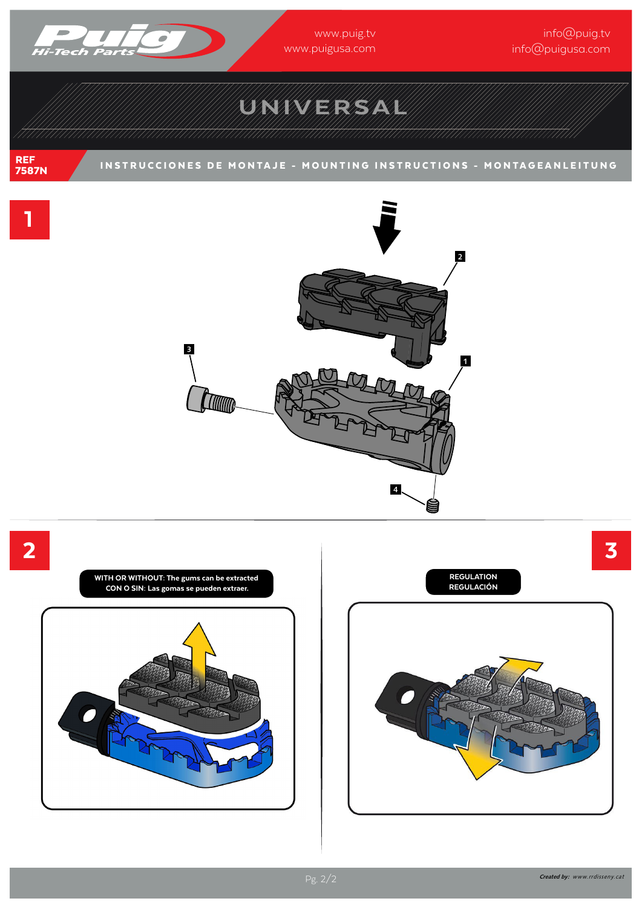www.puig.tv
www.puigusa.com

info@puig.tv
info@puigusa.com

# UNIVERSAL

**REF 7587N**

INSTRUCCIONES DE MONTAJE - MOUNTING INSTRUCTIONS - MONTAGEANLEITUNG

## 1

2

3

1

4

## 2

**WITH OR WITHOUT: The gums can be extracted**
**CON O SIN: Las gomas se pueden extraer.**

## 3

**REGULATION**
**REGULACIÓN**

*Created by: www.rrdisseny.cat*